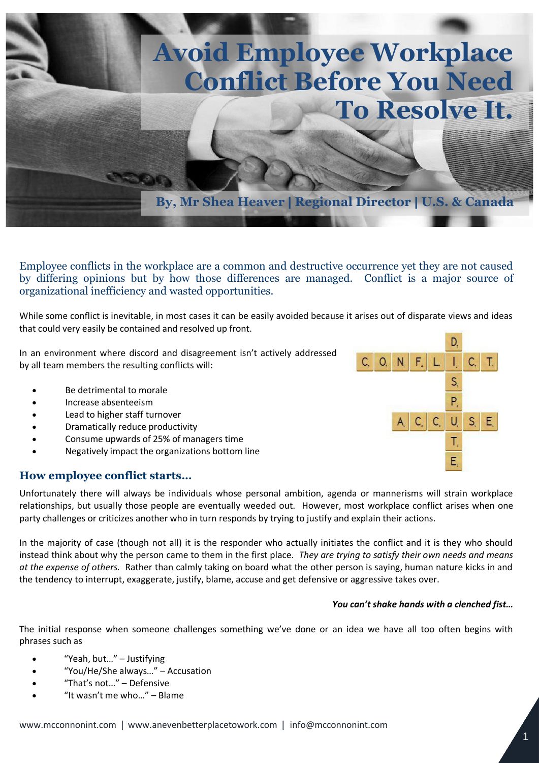# Avoid Employee Workplace Conflict Before You Need To Resolve It.

**By, Mr Shea Heaver | Regional Director | U.S. & Canada**

Employee conflicts in the workplace are a common and destructive occurrence yet they are not caused by differing opinions but by how those differences are managed. Conflict is a major source of organizational inefficiency and wasted opportunities.

While some conflict is inevitable, in most cases it can be easily avoided because it arises out of disparate views and ideas that could very easily be contained and resolved up front.

In an environment where discord and disagreement isn't actively addressed by all team members the resulting conflicts will:

- Be detrimental to morale
- Increase absenteeism
- Lead to higher staff turnover
- Dramatically reduce productivity
- Consume upwards of 25% of managers time
- Negatively impact the organizations bottom line

## How employee conflict starts…

Unfortunately there will always be individuals whose personal ambition, agenda or mannerisms will strain workplace relationships, but usually those people are eventually weeded out. However, most workplace conflict arises when one party challenges or criticizes another who in turn responds by trying to justify and explain their actions.

In the majority of case (though not all) it is the responder who actually initiates the conflict and it is they who should instead think about why the person came to them in the first place. *They are trying to satisfy their own needs and means at the expense of others.* Rather than calmly taking on board what the other person is saying, human nature kicks in and the tendency to interrupt, exaggerate, justify, blame, accuse and get defensive or aggressive takes over.

***You can't shake hands with a clenched fist…***

The initial response when someone challenges something we've done or an idea we have all too often begins with phrases such as

- "Yeah, but…" – Justifying
- "You/He/She always…" – Accusation
- "That's not…" – Defensive
- "It wasn't me who…" – Blame

www.mcconnonint.com | www.anevenbetterplacetowork.com | info@mcconnonint.com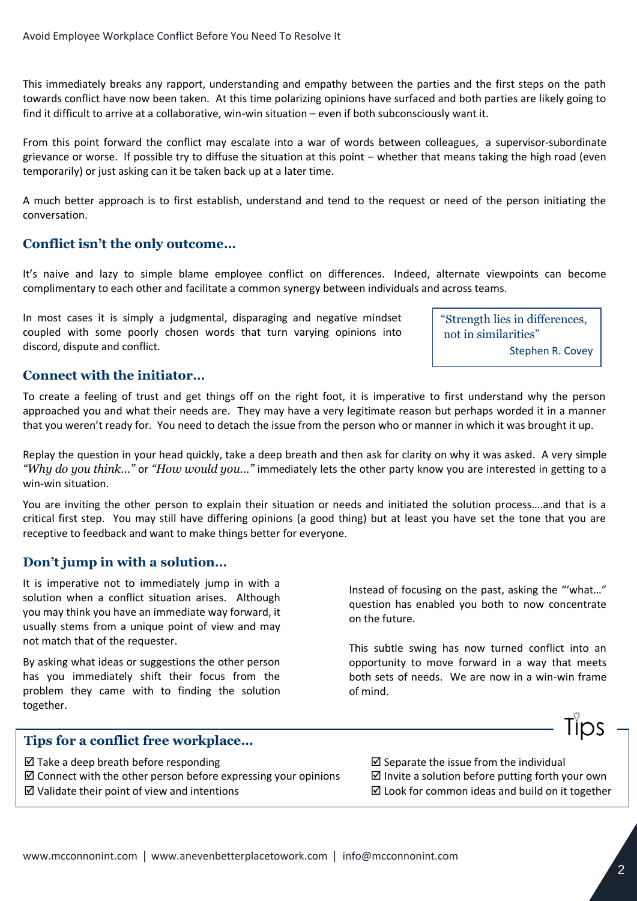This immediately breaks any rapport, understanding and empathy between the parties and the first steps on the path towards conflict have now been taken. At this time polarizing opinions have surfaced and both parties are likely going to find it difficult to arrive at a collaborative, win-win situation – even if both subconsciously want it.

From this point forward the conflict may escalate into a war of words between colleagues, a supervisor-subordinate grievance or worse. If possible try to diffuse the situation at this point – whether that means taking the high road (even temporarily) or just asking can it be taken back up at a later time.

A much better approach is to first establish, understand and tend to the request or need of the person initiating the conversation.

## Conflict isn't the only outcome…

It's naive and lazy to simple blame employee conflict on differences. Indeed, alternate viewpoints can become complimentary to each other and facilitate a common synergy between individuals and across teams.

In most cases it is simply a judgmental, disparaging and negative mindset coupled with some poorly chosen words that turn varying opinions into discord, dispute and conflict.

> "Strength lies in differences, not in similarities"
> Stephen R. Covey

## Connect with the initiator…

To create a feeling of trust and get things off on the right foot, it is imperative to first understand why the person approached you and what their needs are. They may have a very legitimate reason but perhaps worded it in a manner that you weren't ready for. You need to detach the issue from the person who or manner in which it was brought it up.

Replay the question in your head quickly, take a deep breath and then ask for clarity on why it was asked. A very simple *"Why do you think…"* or *"How would you…"* immediately lets the other party know you are interested in getting to a win-win situation.

You are inviting the other person to explain their situation or needs and initiated the solution process….and that is a critical first step. You may still have differing opinions (a good thing) but at least you have set the tone that you are receptive to feedback and want to make things better for everyone.

## Don't jump in with a solution…

It is imperative not to immediately jump in with a solution when a conflict situation arises. Although you may think you have an immediate way forward, it usually stems from a unique point of view and may not match that of the requester.

By asking what ideas or suggestions the other person has you immediately shift their focus from the problem they came with to finding the solution together.

Instead of focusing on the past, asking the "'what…" question has enabled you both to now concentrate on the future.

This subtle swing has now turned conflict into an opportunity to move forward in a way that meets both sets of needs. We are now in a win-win frame of mind.

## Tips for a conflict free workplace…

- ☑ Take a deep breath before responding
- ☑ Connect with the other person before expressing your opinions
- ☑ Validate their point of view and intentions
- ☑ Separate the issue from the individual
- ☑ Invite a solution before putting forth your own
- ☑ Look for common ideas and build on it together

www.mcconnonint.com | www.anevenbetterplacetowork.com | info@mcconnonint.com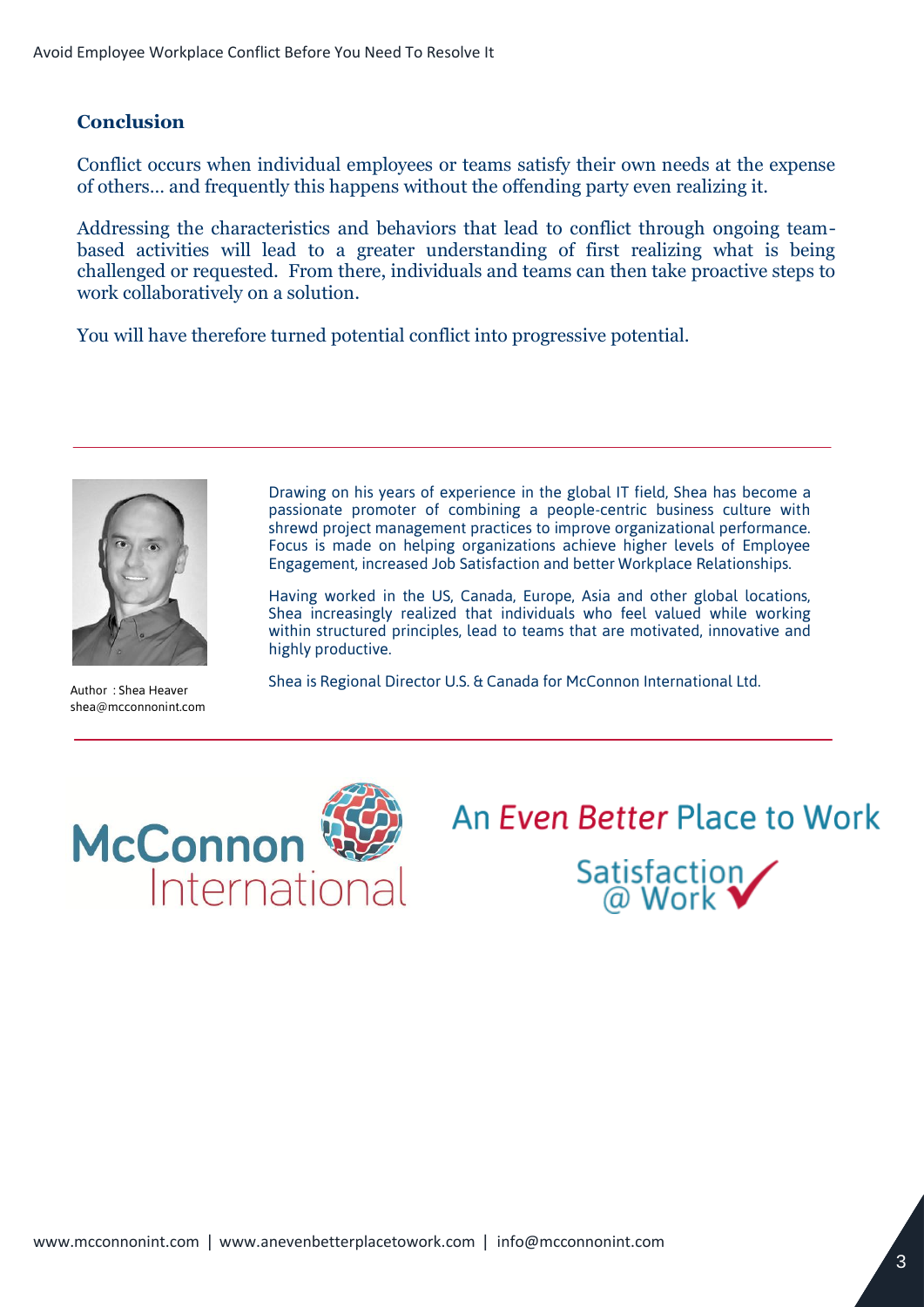## Conclusion

Conflict occurs when individual employees or teams satisfy their own needs at the expense of others... and frequently this happens without the offending party even realizing it.

Addressing the characteristics and behaviors that lead to conflict through ongoing team-based activities will lead to a greater understanding of first realizing what is being challenged or requested. From there, individuals and teams can then take proactive steps to work collaboratively on a solution.

You will have therefore turned potential conflict into progressive potential.

---

Author : Shea Heaver
shea@mcconnonint.com

Drawing on his years of experience in the global IT field, Shea has become a passionate promoter of combining a people-centric business culture with shrewd project management practices to improve organizational performance. Focus is made on helping organizations achieve higher levels of Employee Engagement, increased Job Satisfaction and better Workplace Relationships.

Having worked in the US, Canada, Europe, Asia and other global locations, Shea increasingly realized that individuals who feel valued while working within structured principles, lead to teams that are motivated, innovative and highly productive.

Shea is Regional Director U.S. & Canada for McConnon International Ltd.

---

McConnon International

An *Even Better* Place to Work

Satisfaction @ Work

www.mcconnonint.com | www.anevenbetterplacetowork.com | info@mcconnonint.com